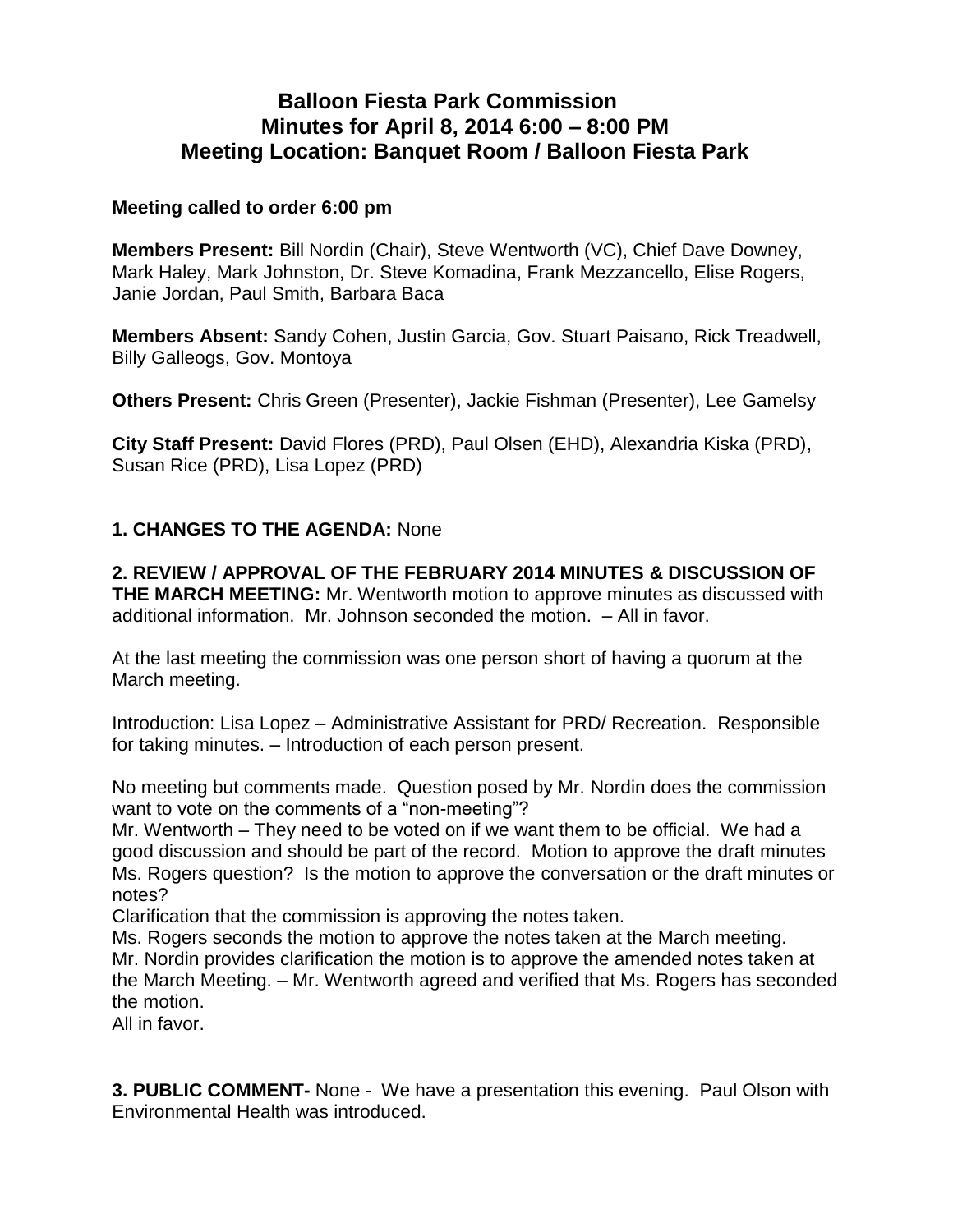# Balloon Fiesta Park Commission
## Minutes for April 8, 2014 6:00 – 8:00 PM
## Meeting Location: Banquet Room / Balloon Fiesta Park

**Meeting called to order 6:00 pm**

**Members Present:** Bill Nordin (Chair), Steve Wentworth (VC), Chief Dave Downey, Mark Haley, Mark Johnston, Dr. Steve Komadina, Frank Mezzancello, Elise Rogers, Janie Jordan, Paul Smith, Barbara Baca

**Members Absent:** Sandy Cohen, Justin Garcia, Gov. Stuart Paisano, Rick Treadwell, Billy Galleogs, Gov. Montoya

**Others Present:** Chris Green (Presenter), Jackie Fishman (Presenter), Lee Gamelsy

**City Staff Present:** David Flores (PRD), Paul Olsen (EHD), Alexandria Kiska (PRD), Susan Rice (PRD), Lisa Lopez (PRD)

**1. CHANGES TO THE AGENDA:** None

**2. REVIEW / APPROVAL OF THE FEBRUARY 2014 MINUTES & DISCUSSION OF THE MARCH MEETING:** Mr. Wentworth motion to approve minutes as discussed with additional information. Mr. Johnson seconded the motion. – All in favor.

At the last meeting the commission was one person short of having a quorum at the March meeting.

Introduction: Lisa Lopez – Administrative Assistant for PRD/ Recreation. Responsible for taking minutes. – Introduction of each person present.

No meeting but comments made. Question posed by Mr. Nordin does the commission want to vote on the comments of a "non-meeting"?
Mr. Wentworth – They need to be voted on if we want them to be official. We had a good discussion and should be part of the record. Motion to approve the draft minutes
Ms. Rogers question? Is the motion to approve the conversation or the draft minutes or notes?
Clarification that the commission is approving the notes taken.
Ms. Rogers seconds the motion to approve the notes taken at the March meeting.
Mr. Nordin provides clarification the motion is to approve the amended notes taken at the March Meeting. – Mr. Wentworth agreed and verified that Ms. Rogers has seconded the motion.
All in favor.

**3. PUBLIC COMMENT-** None - We have a presentation this evening. Paul Olson with Environmental Health was introduced.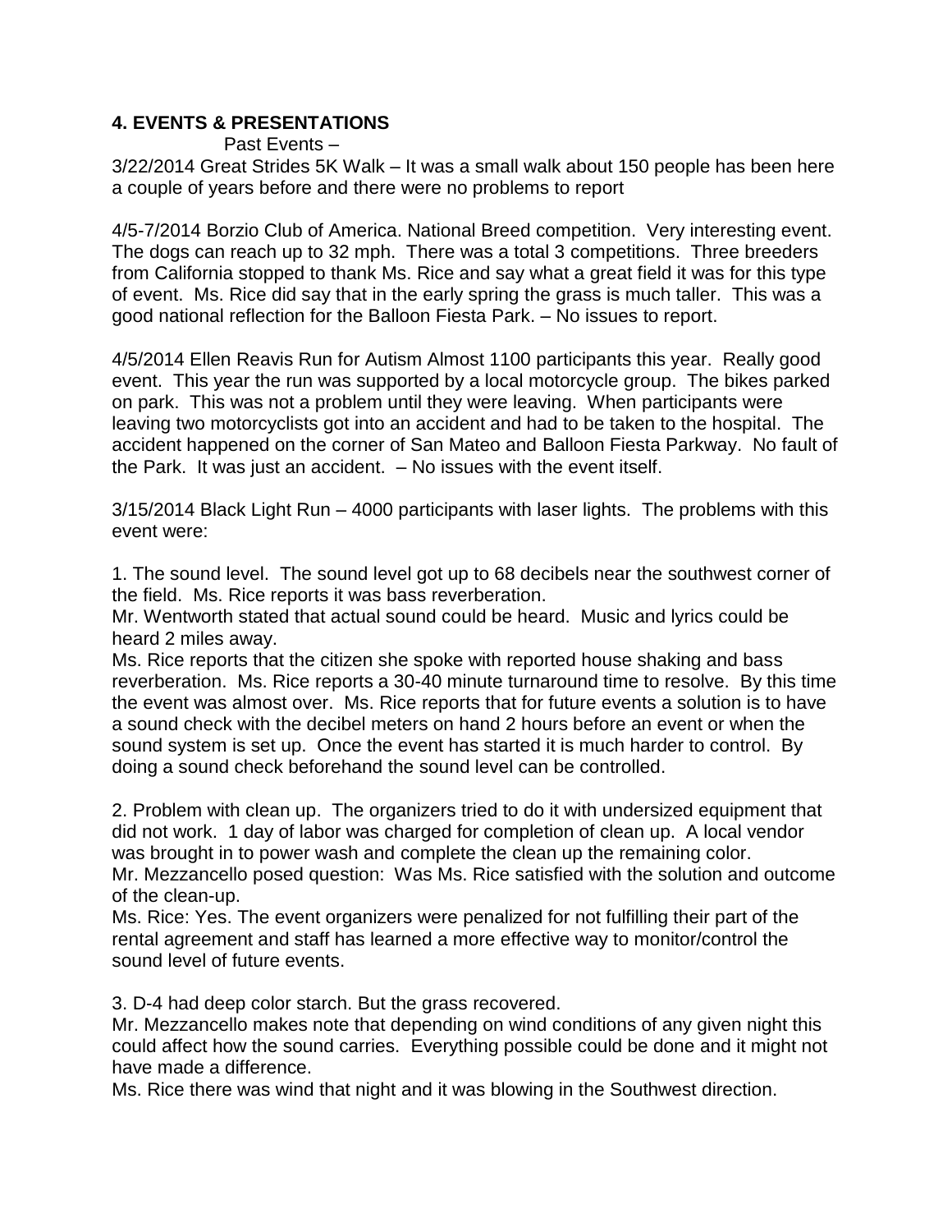## 4. EVENTS & PRESENTATIONS

Past Events –

3/22/2014 Great Strides 5K Walk – It was a small walk about 150 people has been here a couple of years before and there were no problems to report

4/5-7/2014 Borzio Club of America. National Breed competition. Very interesting event. The dogs can reach up to 32 mph. There was a total 3 competitions. Three breeders from California stopped to thank Ms. Rice and say what a great field it was for this type of event. Ms. Rice did say that in the early spring the grass is much taller. This was a good national reflection for the Balloon Fiesta Park. – No issues to report.

4/5/2014 Ellen Reavis Run for Autism Almost 1100 participants this year. Really good event. This year the run was supported by a local motorcycle group. The bikes parked on park. This was not a problem until they were leaving. When participants were leaving two motorcyclists got into an accident and had to be taken to the hospital. The accident happened on the corner of San Mateo and Balloon Fiesta Parkway. No fault of the Park. It was just an accident. – No issues with the event itself.

3/15/2014 Black Light Run – 4000 participants with laser lights. The problems with this event were:

1. The sound level. The sound level got up to 68 decibels near the southwest corner of the field. Ms. Rice reports it was bass reverberation.

Mr. Wentworth stated that actual sound could be heard. Music and lyrics could be heard 2 miles away.

Ms. Rice reports that the citizen she spoke with reported house shaking and bass reverberation. Ms. Rice reports a 30-40 minute turnaround time to resolve. By this time the event was almost over. Ms. Rice reports that for future events a solution is to have a sound check with the decibel meters on hand 2 hours before an event or when the sound system is set up. Once the event has started it is much harder to control. By doing a sound check beforehand the sound level can be controlled.

2. Problem with clean up. The organizers tried to do it with undersized equipment that did not work. 1 day of labor was charged for completion of clean up. A local vendor was brought in to power wash and complete the clean up the remaining color.

Mr. Mezzancello posed question: Was Ms. Rice satisfied with the solution and outcome of the clean-up.

Ms. Rice: Yes. The event organizers were penalized for not fulfilling their part of the rental agreement and staff has learned a more effective way to monitor/control the sound level of future events.

3. D-4 had deep color starch. But the grass recovered.

Mr. Mezzancello makes note that depending on wind conditions of any given night this could affect how the sound carries. Everything possible could be done and it might not have made a difference.

Ms. Rice there was wind that night and it was blowing in the Southwest direction.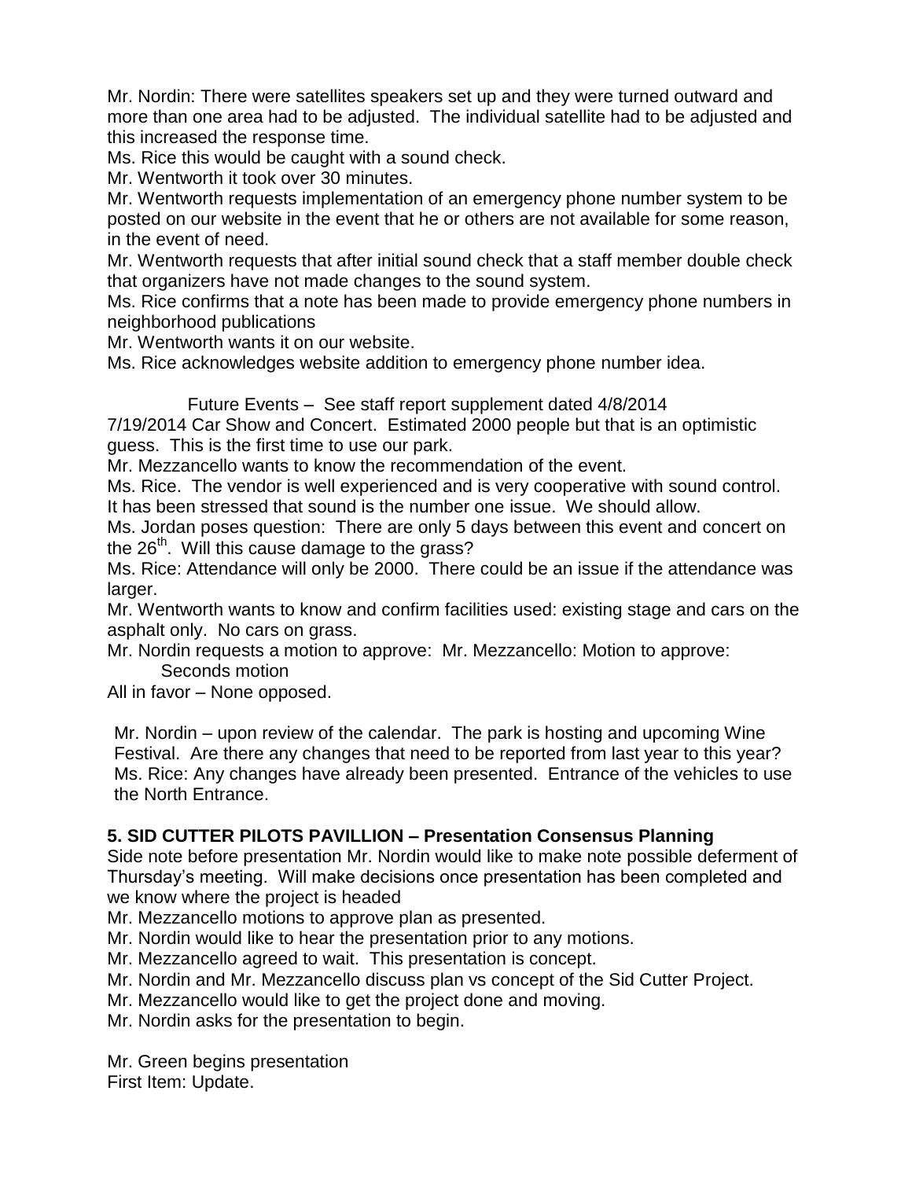Mr. Nordin: There were satellites speakers set up and they were turned outward and more than one area had to be adjusted. The individual satellite had to be adjusted and this increased the response time.

Ms. Rice this would be caught with a sound check.

Mr. Wentworth it took over 30 minutes.

Mr. Wentworth requests implementation of an emergency phone number system to be posted on our website in the event that he or others are not available for some reason, in the event of need.

Mr. Wentworth requests that after initial sound check that a staff member double check that organizers have not made changes to the sound system.

Ms. Rice confirms that a note has been made to provide emergency phone numbers in neighborhood publications

Mr. Wentworth wants it on our website.

Ms. Rice acknowledges website addition to emergency phone number idea.

Future Events – See staff report supplement dated 4/8/2014

7/19/2014 Car Show and Concert. Estimated 2000 people but that is an optimistic guess. This is the first time to use our park.

Mr. Mezzancello wants to know the recommendation of the event.

Ms. Rice. The vendor is well experienced and is very cooperative with sound control. It has been stressed that sound is the number one issue. We should allow.

Ms. Jordan poses question: There are only 5 days between this event and concert on the 26th. Will this cause damage to the grass?

Ms. Rice: Attendance will only be 2000. There could be an issue if the attendance was larger.

Mr. Wentworth wants to know and confirm facilities used: existing stage and cars on the asphalt only. No cars on grass.

Mr. Nordin requests a motion to approve: Mr. Mezzancello: Motion to approve: Seconds motion

All in favor – None opposed.

Mr. Nordin – upon review of the calendar. The park is hosting and upcoming Wine Festival. Are there any changes that need to be reported from last year to this year? Ms. Rice: Any changes have already been presented. Entrance of the vehicles to use the North Entrance.

**5. SID CUTTER PILOTS PAVILLION – Presentation Consensus Planning**

Side note before presentation Mr. Nordin would like to make note possible deferment of Thursday's meeting. Will make decisions once presentation has been completed and we know where the project is headed

Mr. Mezzancello motions to approve plan as presented.

Mr. Nordin would like to hear the presentation prior to any motions.

Mr. Mezzancello agreed to wait. This presentation is concept.

Mr. Nordin and Mr. Mezzancello discuss plan vs concept of the Sid Cutter Project.

Mr. Mezzancello would like to get the project done and moving.

Mr. Nordin asks for the presentation to begin.

Mr. Green begins presentation

First Item: Update.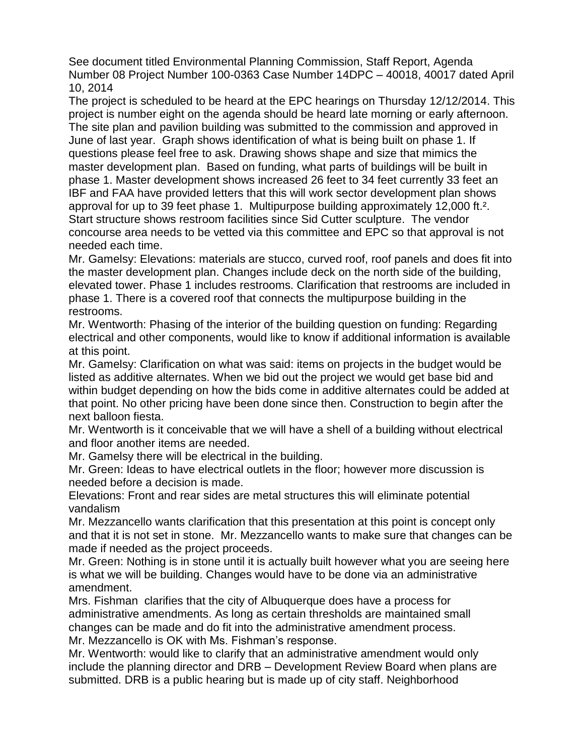See document titled Environmental Planning Commission, Staff Report, Agenda Number 08 Project Number 100-0363 Case Number 14DPC – 40018, 40017 dated April 10, 2014

The project is scheduled to be heard at the EPC hearings on Thursday 12/12/2014. This project is number eight on the agenda should be heard late morning or early afternoon. The site plan and pavilion building was submitted to the commission and approved in June of last year. Graph shows identification of what is being built on phase 1. If questions please feel free to ask. Drawing shows shape and size that mimics the master development plan. Based on funding, what parts of buildings will be built in phase 1. Master development shows increased 26 feet to 34 feet currently 33 feet an IBF and FAA have provided letters that this will work sector development plan shows approval for up to 39 feet phase 1. Multipurpose building approximately 12,000 ft.². Start structure shows restroom facilities since Sid Cutter sculpture. The vendor concourse area needs to be vetted via this committee and EPC so that approval is not needed each time.

Mr. Gamelsy: Elevations: materials are stucco, curved roof, roof panels and does fit into the master development plan. Changes include deck on the north side of the building, elevated tower. Phase 1 includes restrooms. Clarification that restrooms are included in phase 1. There is a covered roof that connects the multipurpose building in the restrooms.

Mr. Wentworth: Phasing of the interior of the building question on funding: Regarding electrical and other components, would like to know if additional information is available at this point.

Mr. Gamelsy: Clarification on what was said: items on projects in the budget would be listed as additive alternates. When we bid out the project we would get base bid and within budget depending on how the bids come in additive alternates could be added at that point. No other pricing have been done since then. Construction to begin after the next balloon fiesta.

Mr. Wentworth is it conceivable that we will have a shell of a building without electrical and floor another items are needed.

Mr. Gamelsy there will be electrical in the building.

Mr. Green: Ideas to have electrical outlets in the floor; however more discussion is needed before a decision is made.

Elevations: Front and rear sides are metal structures this will eliminate potential vandalism

Mr. Mezzancello wants clarification that this presentation at this point is concept only and that it is not set in stone. Mr. Mezzancello wants to make sure that changes can be made if needed as the project proceeds.

Mr. Green: Nothing is in stone until it is actually built however what you are seeing here is what we will be building. Changes would have to be done via an administrative amendment.

Mrs. Fishman clarifies that the city of Albuquerque does have a process for administrative amendments. As long as certain thresholds are maintained small changes can be made and do fit into the administrative amendment process.

Mr. Mezzancello is OK with Ms. Fishman's response.

Mr. Wentworth: would like to clarify that an administrative amendment would only include the planning director and DRB – Development Review Board when plans are submitted. DRB is a public hearing but is made up of city staff. Neighborhood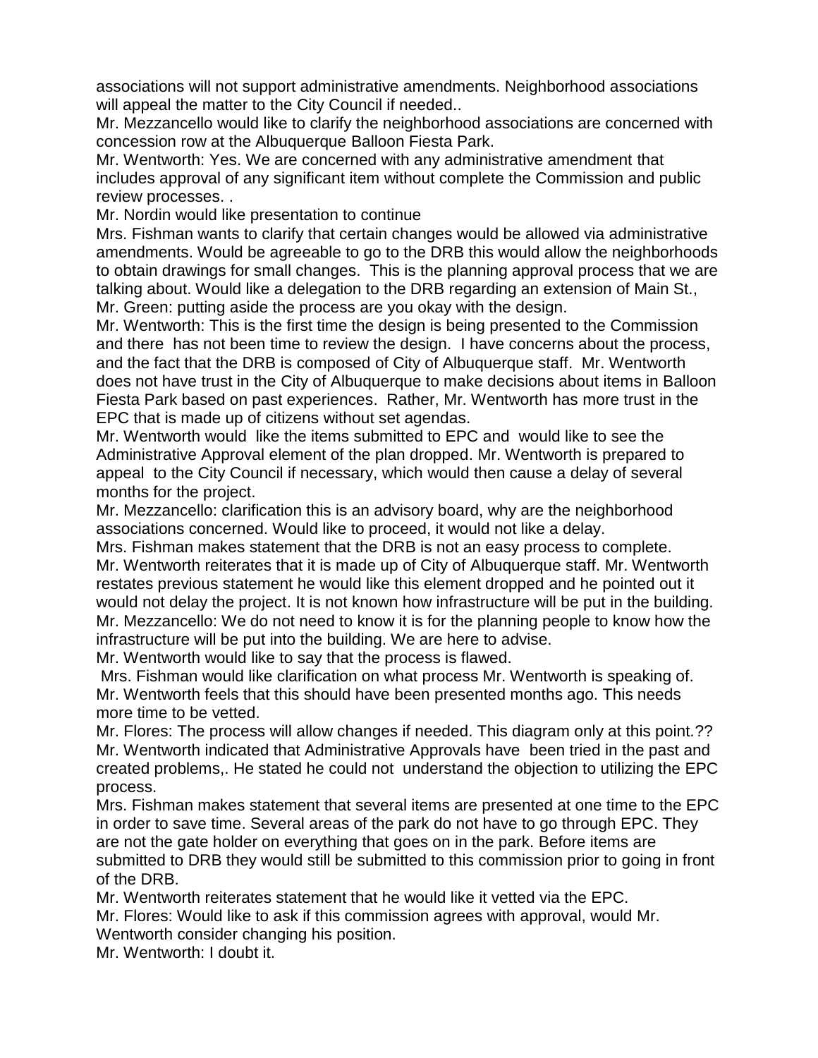associations will not support administrative amendments. Neighborhood associations will appeal the matter to the City Council if needed..

Mr. Mezzancello would like to clarify the neighborhood associations are concerned with concession row at the Albuquerque Balloon Fiesta Park.

Mr. Wentworth: Yes. We are concerned with any administrative amendment that includes approval of any significant item without complete the Commission and public review processes. .

Mr. Nordin would like presentation to continue

Mrs. Fishman wants to clarify that certain changes would be allowed via administrative amendments. Would be agreeable to go to the DRB this would allow the neighborhoods to obtain drawings for small changes. This is the planning approval process that we are talking about. Would like a delegation to the DRB regarding an extension of Main St.,

Mr. Green: putting aside the process are you okay with the design.

Mr. Wentworth: This is the first time the design is being presented to the Commission and there has not been time to review the design. I have concerns about the process, and the fact that the DRB is composed of City of Albuquerque staff. Mr. Wentworth does not have trust in the City of Albuquerque to make decisions about items in Balloon Fiesta Park based on past experiences. Rather, Mr. Wentworth has more trust in the EPC that is made up of citizens without set agendas.

Mr. Wentworth would like the items submitted to EPC and would like to see the Administrative Approval element of the plan dropped. Mr. Wentworth is prepared to appeal to the City Council if necessary, which would then cause a delay of several months for the project.

Mr. Mezzancello: clarification this is an advisory board, why are the neighborhood associations concerned. Would like to proceed, it would not like a delay.

Mrs. Fishman makes statement that the DRB is not an easy process to complete.

Mr. Wentworth reiterates that it is made up of City of Albuquerque staff. Mr. Wentworth restates previous statement he would like this element dropped and he pointed out it would not delay the project. It is not known how infrastructure will be put in the building.

Mr. Mezzancello: We do not need to know it is for the planning people to know how the infrastructure will be put into the building. We are here to advise.

Mr. Wentworth would like to say that the process is flawed.

Mrs. Fishman would like clarification on what process Mr. Wentworth is speaking of.

Mr. Wentworth feels that this should have been presented months ago. This needs more time to be vetted.

Mr. Flores: The process will allow changes if needed. This diagram only at this point.??

Mr. Wentworth indicated that Administrative Approvals have been tried in the past and created problems,. He stated he could not understand the objection to utilizing the EPC process.

Mrs. Fishman makes statement that several items are presented at one time to the EPC in order to save time. Several areas of the park do not have to go through EPC. They are not the gate holder on everything that goes on in the park. Before items are submitted to DRB they would still be submitted to this commission prior to going in front of the DRB.

Mr. Wentworth reiterates statement that he would like it vetted via the EPC.

Mr. Flores: Would like to ask if this commission agrees with approval, would Mr. Wentworth consider changing his position.

Mr. Wentworth: I doubt it.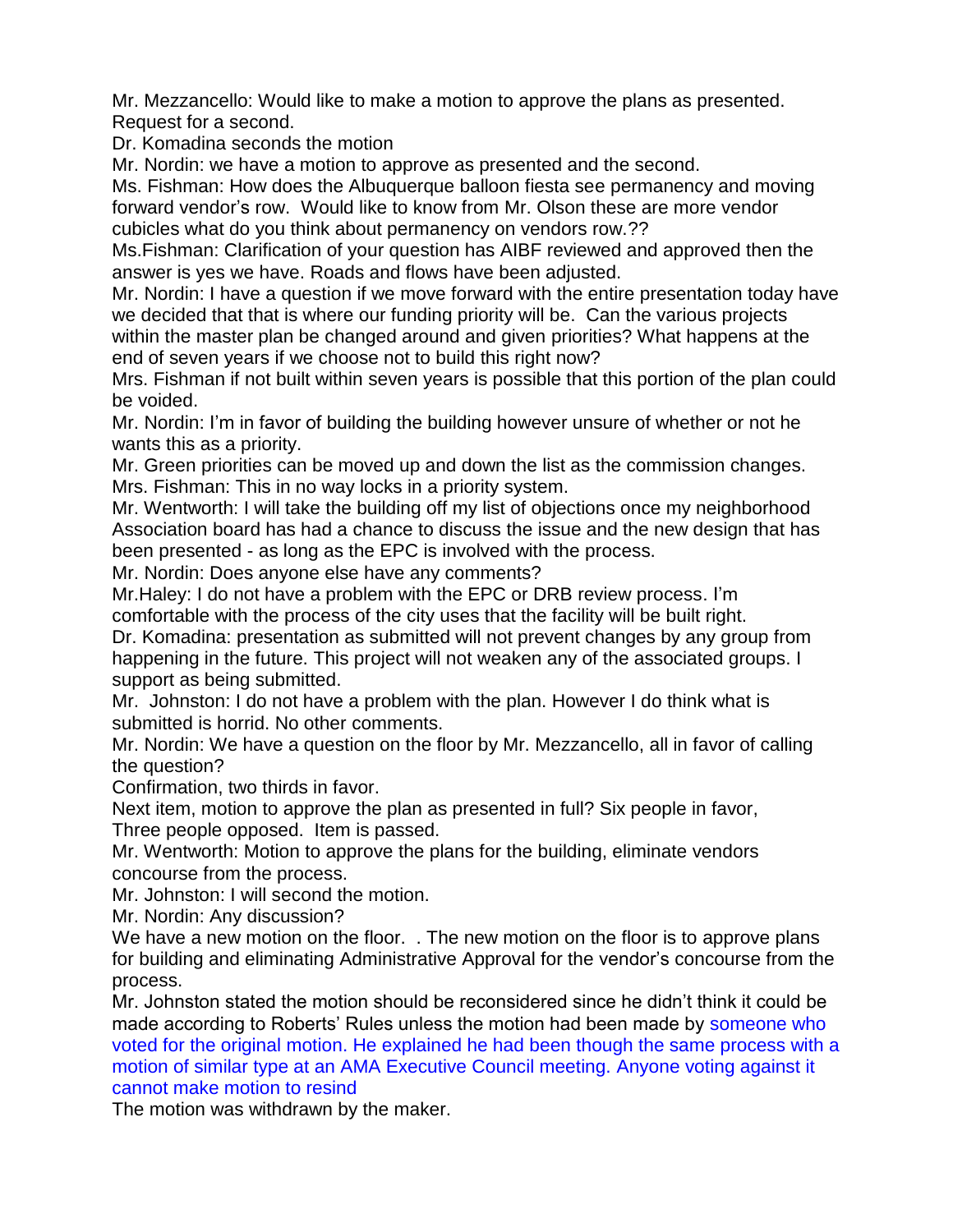Mr. Mezzancello: Would like to make a motion to approve the plans as presented. Request for a second.

Dr. Komadina seconds the motion

Mr. Nordin: we have a motion to approve as presented and the second.

Ms. Fishman: How does the Albuquerque balloon fiesta see permanency and moving forward vendor's row. Would like to know from Mr. Olson these are more vendor cubicles what do you think about permanency on vendors row.??

Ms.Fishman: Clarification of your question has AIBF reviewed and approved then the answer is yes we have. Roads and flows have been adjusted.

Mr. Nordin: I have a question if we move forward with the entire presentation today have we decided that that is where our funding priority will be. Can the various projects within the master plan be changed around and given priorities? What happens at the end of seven years if we choose not to build this right now?

Mrs. Fishman if not built within seven years is possible that this portion of the plan could be voided.

Mr. Nordin: I'm in favor of building the building however unsure of whether or not he wants this as a priority.

Mr. Green priorities can be moved up and down the list as the commission changes.

Mrs. Fishman: This in no way locks in a priority system.

Mr. Wentworth: I will take the building off my list of objections once my neighborhood Association board has had a chance to discuss the issue and the new design that has been presented - as long as the EPC is involved with the process.

Mr. Nordin: Does anyone else have any comments?

Mr.Haley: I do not have a problem with the EPC or DRB review process. I'm comfortable with the process of the city uses that the facility will be built right.

Dr. Komadina: presentation as submitted will not prevent changes by any group from happening in the future. This project will not weaken any of the associated groups. I support as being submitted.

Mr. Johnston: I do not have a problem with the plan. However I do think what is submitted is horrid. No other comments.

Mr. Nordin: We have a question on the floor by Mr. Mezzancello, all in favor of calling the question?

Confirmation, two thirds in favor.

Next item, motion to approve the plan as presented in full? Six people in favor, Three people opposed. Item is passed.

Mr. Wentworth: Motion to approve the plans for the building, eliminate vendors concourse from the process.

Mr. Johnston: I will second the motion.

Mr. Nordin: Any discussion?

We have a new motion on the floor. . The new motion on the floor is to approve plans for building and eliminating Administrative Approval for the vendor's concourse from the process.

Mr. Johnston stated the motion should be reconsidered since he didn't think it could be made according to Roberts' Rules unless the motion had been made by someone who voted for the original motion. He explained he had been though the same process with a motion of similar type at an AMA Executive Council meeting. Anyone voting against it cannot make motion to resind

The motion was withdrawn by the maker.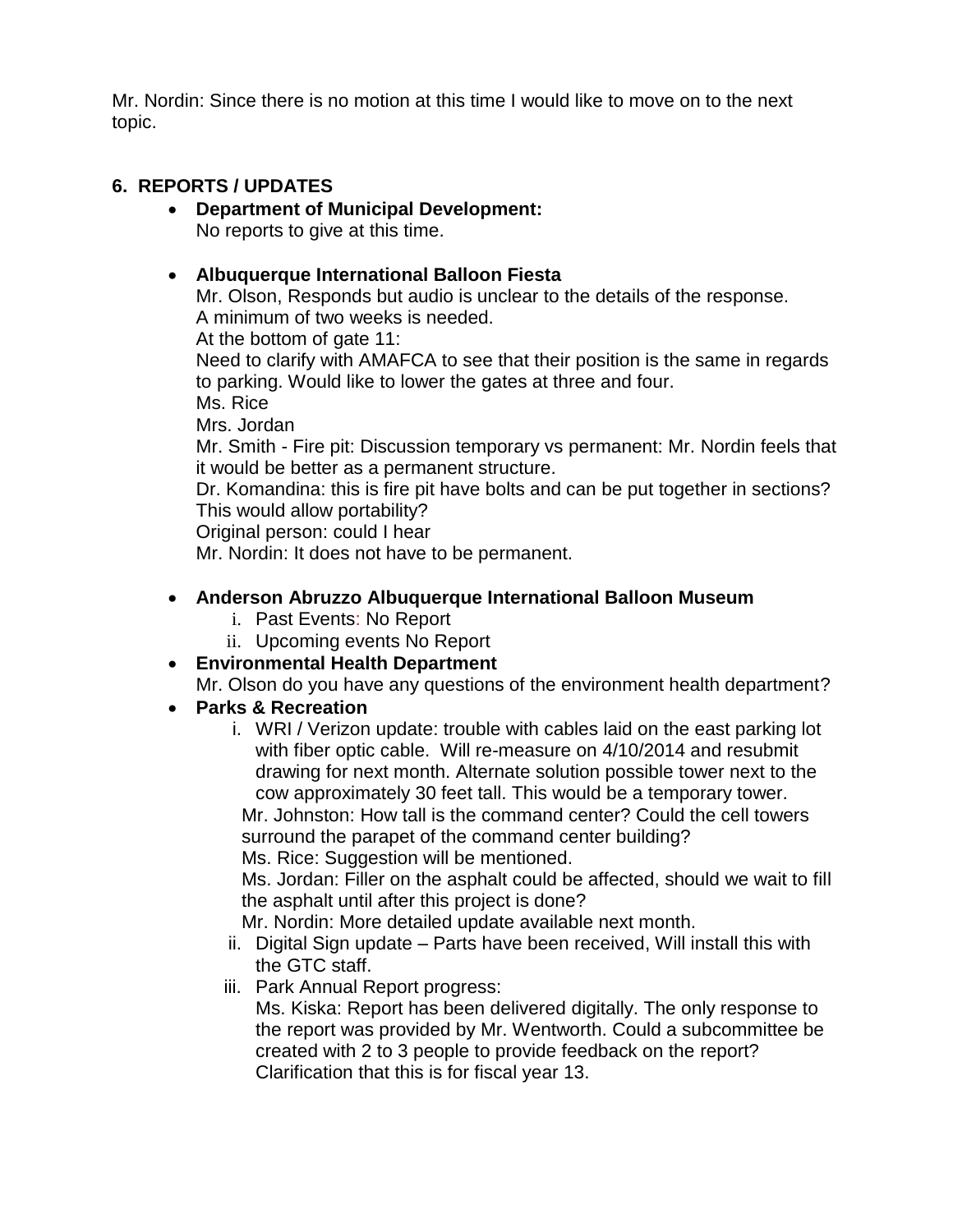Mr. Nordin: Since there is no motion at this time I would like to move on to the next topic.

## 6. REPORTS / UPDATES

- **Department of Municipal Development:**
  No reports to give at this time.

- **Albuquerque International Balloon Fiesta**
  Mr. Olson, Responds but audio is unclear to the details of the response.
  A minimum of two weeks is needed.
  At the bottom of gate 11:
  Need to clarify with AMAFCA to see that their position is the same in regards to parking. Would like to lower the gates at three and four.
  Ms. Rice
  Mrs. Jordan
  Mr. Smith - Fire pit: Discussion temporary vs permanent: Mr. Nordin feels that it would be better as a permanent structure.
  Dr. Komandina: this is fire pit have bolts and can be put together in sections? This would allow portability?
  Original person: could I hear
  Mr. Nordin: It does not have to be permanent.

- **Anderson Abruzzo Albuquerque International Balloon Museum**
  i. Past Events: No Report
  ii. Upcoming events No Report

- **Environmental Health Department**
  Mr. Olson do you have any questions of the environment health department?

- **Parks & Recreation**
  i. WRI / Verizon update: trouble with cables laid on the east parking lot with fiber optic cable. Will re-measure on 4/10/2014 and resubmit drawing for next month. Alternate solution possible tower next to the cow approximately 30 feet tall. This would be a temporary tower.
  Mr. Johnston: How tall is the command center? Could the cell towers surround the parapet of the command center building?
  Ms. Rice: Suggestion will be mentioned.
  Ms. Jordan: Filler on the asphalt could be affected, should we wait to fill the asphalt until after this project is done?
  Mr. Nordin: More detailed update available next month.
  ii. Digital Sign update – Parts have been received, Will install this with the GTC staff.
  iii. Park Annual Report progress:
  Ms. Kiska: Report has been delivered digitally. The only response to the report was provided by Mr. Wentworth. Could a subcommittee be created with 2 to 3 people to provide feedback on the report? Clarification that this is for fiscal year 13.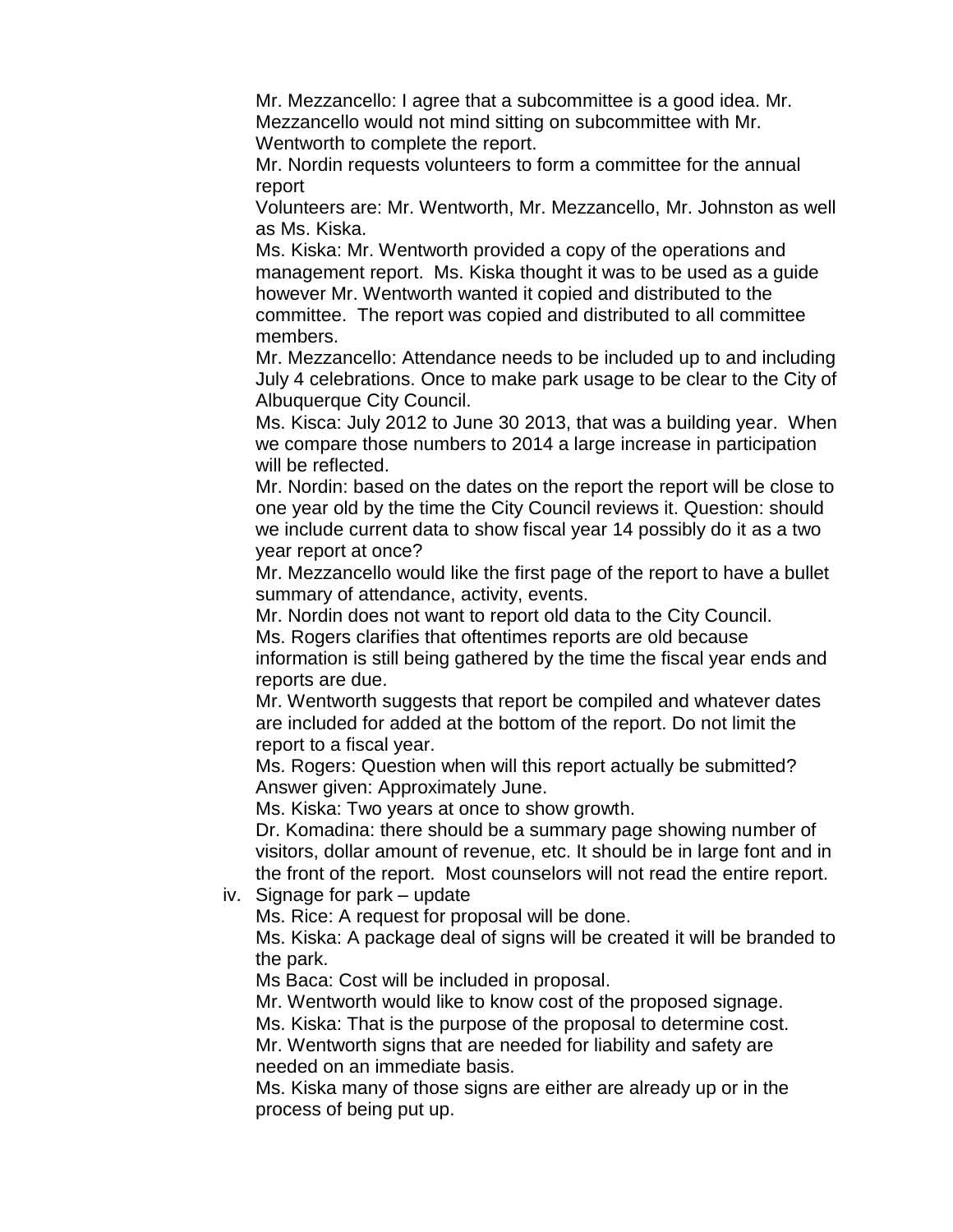Mr. Mezzancello: I agree that a subcommittee is a good idea. Mr. Mezzancello would not mind sitting on subcommittee with Mr. Wentworth to complete the report.

Mr. Nordin requests volunteers to form a committee for the annual report

Volunteers are: Mr. Wentworth, Mr. Mezzancello, Mr. Johnston as well as Ms. Kiska.

Ms. Kiska: Mr. Wentworth provided a copy of the operations and management report. Ms. Kiska thought it was to be used as a guide however Mr. Wentworth wanted it copied and distributed to the committee. The report was copied and distributed to all committee members.

Mr. Mezzancello: Attendance needs to be included up to and including July 4 celebrations. Once to make park usage to be clear to the City of Albuquerque City Council.

Ms. Kisca: July 2012 to June 30 2013, that was a building year. When we compare those numbers to 2014 a large increase in participation will be reflected.

Mr. Nordin: based on the dates on the report the report will be close to one year old by the time the City Council reviews it. Question: should we include current data to show fiscal year 14 possibly do it as a two year report at once?

Mr. Mezzancello would like the first page of the report to have a bullet summary of attendance, activity, events.

Mr. Nordin does not want to report old data to the City Council.

Ms. Rogers clarifies that oftentimes reports are old because information is still being gathered by the time the fiscal year ends and reports are due.

Mr. Wentworth suggests that report be compiled and whatever dates are included for added at the bottom of the report. Do not limit the report to a fiscal year.

Ms. Rogers: Question when will this report actually be submitted? Answer given: Approximately June.

Ms. Kiska: Two years at once to show growth.

Dr. Komadina: there should be a summary page showing number of visitors, dollar amount of revenue, etc. It should be in large font and in the front of the report. Most counselors will not read the entire report.

iv. Signage for park – update

Ms. Rice: A request for proposal will be done.

Ms. Kiska: A package deal of signs will be created it will be branded to the park.

Ms Baca: Cost will be included in proposal.

Mr. Wentworth would like to know cost of the proposed signage.

Ms. Kiska: That is the purpose of the proposal to determine cost.

Mr. Wentworth signs that are needed for liability and safety are needed on an immediate basis.

Ms. Kiska many of those signs are either are already up or in the process of being put up.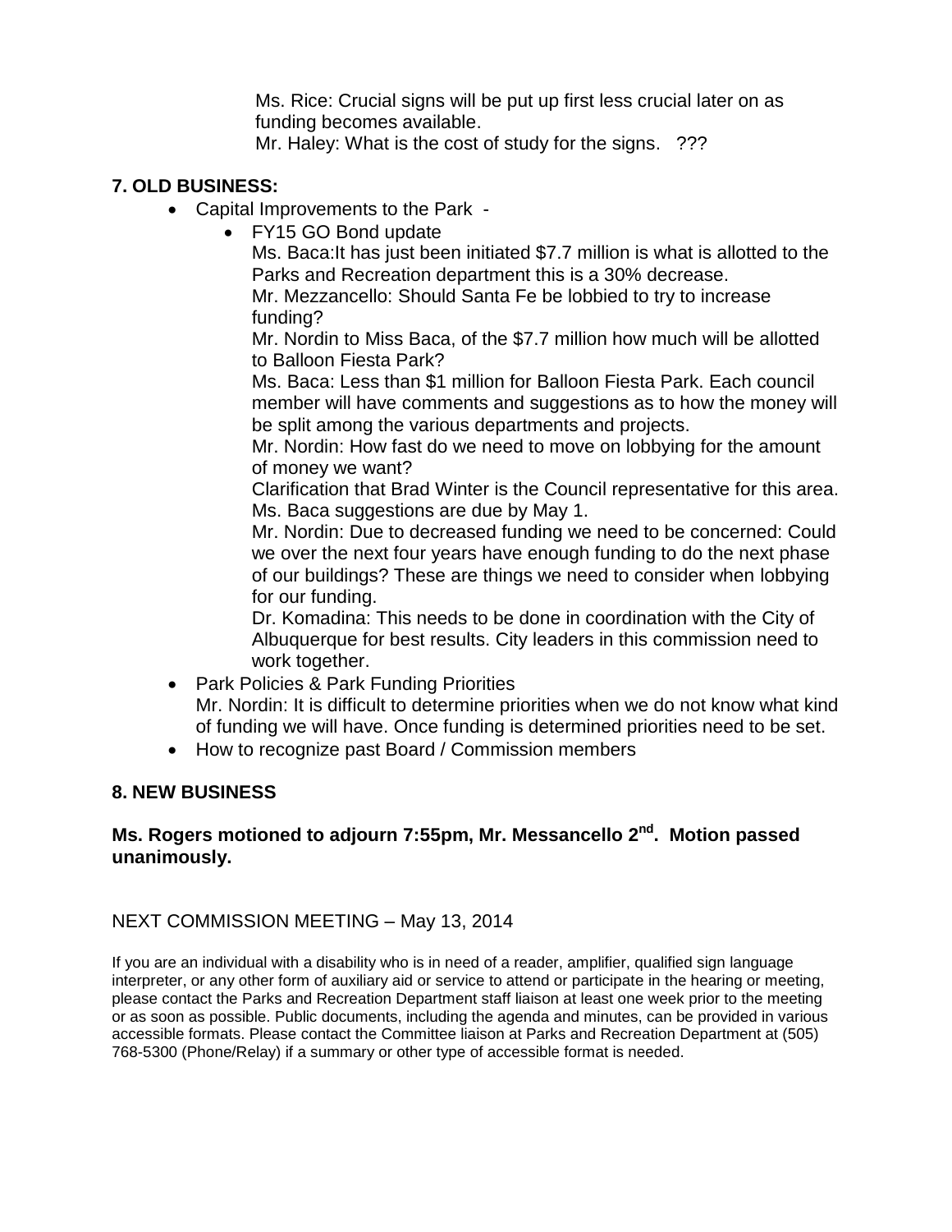Ms. Rice: Crucial signs will be put up first less crucial later on as funding becomes available.
Mr. Haley: What is the cost of study for the signs. ???

### 7. OLD BUSINESS:

- Capital Improvements to the Park -
  - FY15 GO Bond update

    Ms. Baca:It has just been initiated $7.7 million is what is allotted to the Parks and Recreation department this is a 30% decrease.
    Mr. Mezzancello: Should Santa Fe be lobbied to try to increase funding?
    Mr. Nordin to Miss Baca, of the $7.7 million how much will be allotted to Balloon Fiesta Park?
    Ms. Baca: Less than $1 million for Balloon Fiesta Park. Each council member will have comments and suggestions as to how the money will be split among the various departments and projects.
    Mr. Nordin: How fast do we need to move on lobbying for the amount of money we want?
    Clarification that Brad Winter is the Council representative for this area.
    Ms. Baca suggestions are due by May 1.
    Mr. Nordin: Due to decreased funding we need to be concerned: Could we over the next four years have enough funding to do the next phase of our buildings? These are things we need to consider when lobbying for our funding.
    Dr. Komadina: This needs to be done in coordination with the City of Albuquerque for best results. City leaders in this commission need to work together.
- Park Policies & Park Funding Priorities
  Mr. Nordin: It is difficult to determine priorities when we do not know what kind of funding we will have. Once funding is determined priorities need to be set.
- How to recognize past Board / Commission members

### 8. NEW BUSINESS

**Ms. Rogers motioned to adjourn 7:55pm, Mr. Messancello 2nd. Motion passed unanimously.**

NEXT COMMISSION MEETING – May 13, 2014

If you are an individual with a disability who is in need of a reader, amplifier, qualified sign language interpreter, or any other form of auxiliary aid or service to attend or participate in the hearing or meeting, please contact the Parks and Recreation Department staff liaison at least one week prior to the meeting or as soon as possible. Public documents, including the agenda and minutes, can be provided in various accessible formats. Please contact the Committee liaison at Parks and Recreation Department at (505) 768-5300 (Phone/Relay) if a summary or other type of accessible format is needed.